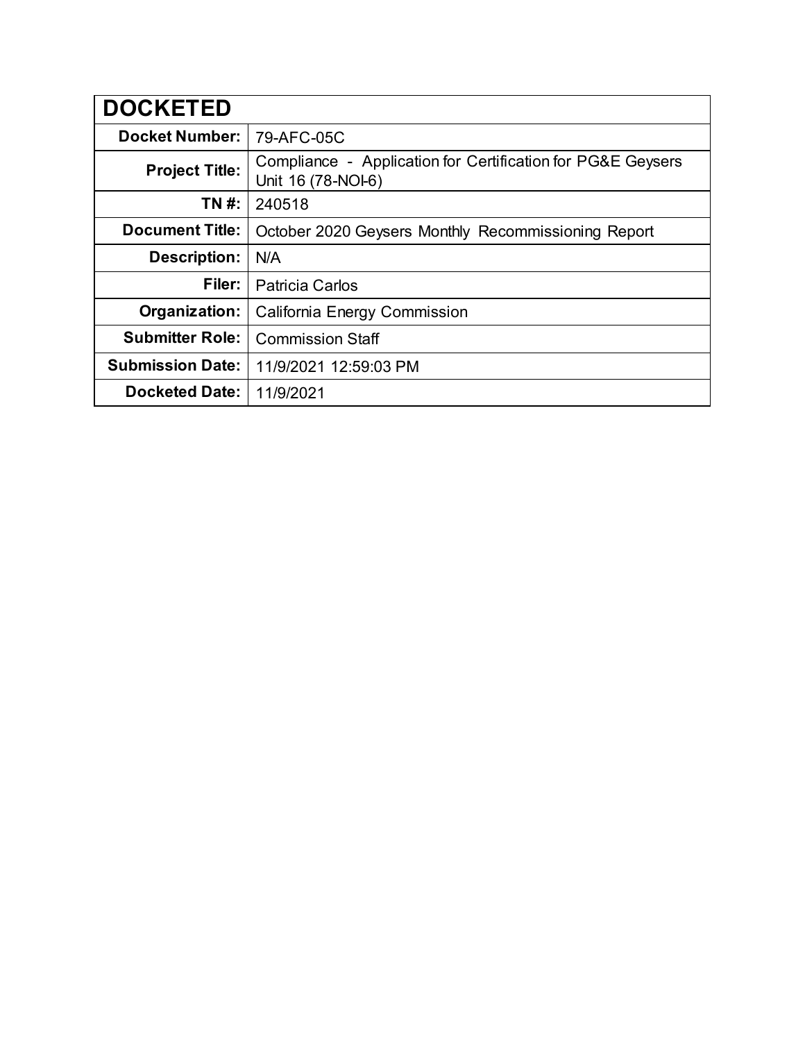| DOCKETED | |
|---|---|
| **Docket Number:** | 79-AFC-05C |
| **Project Title:** | Compliance - Application for Certification for PG&E Geysers Unit 16 (78-NOI-6) |
| **TN #:** | 240518 |
| **Document Title:** | October 2020 Geysers Monthly Recommissioning Report |
| **Description:** | N/A |
| **Filer:** | Patricia Carlos |
| **Organization:** | California Energy Commission |
| **Submitter Role:** | Commission Staff |
| **Submission Date:** | 11/9/2021 12:59:03 PM |
| **Docketed Date:** | 11/9/2021 |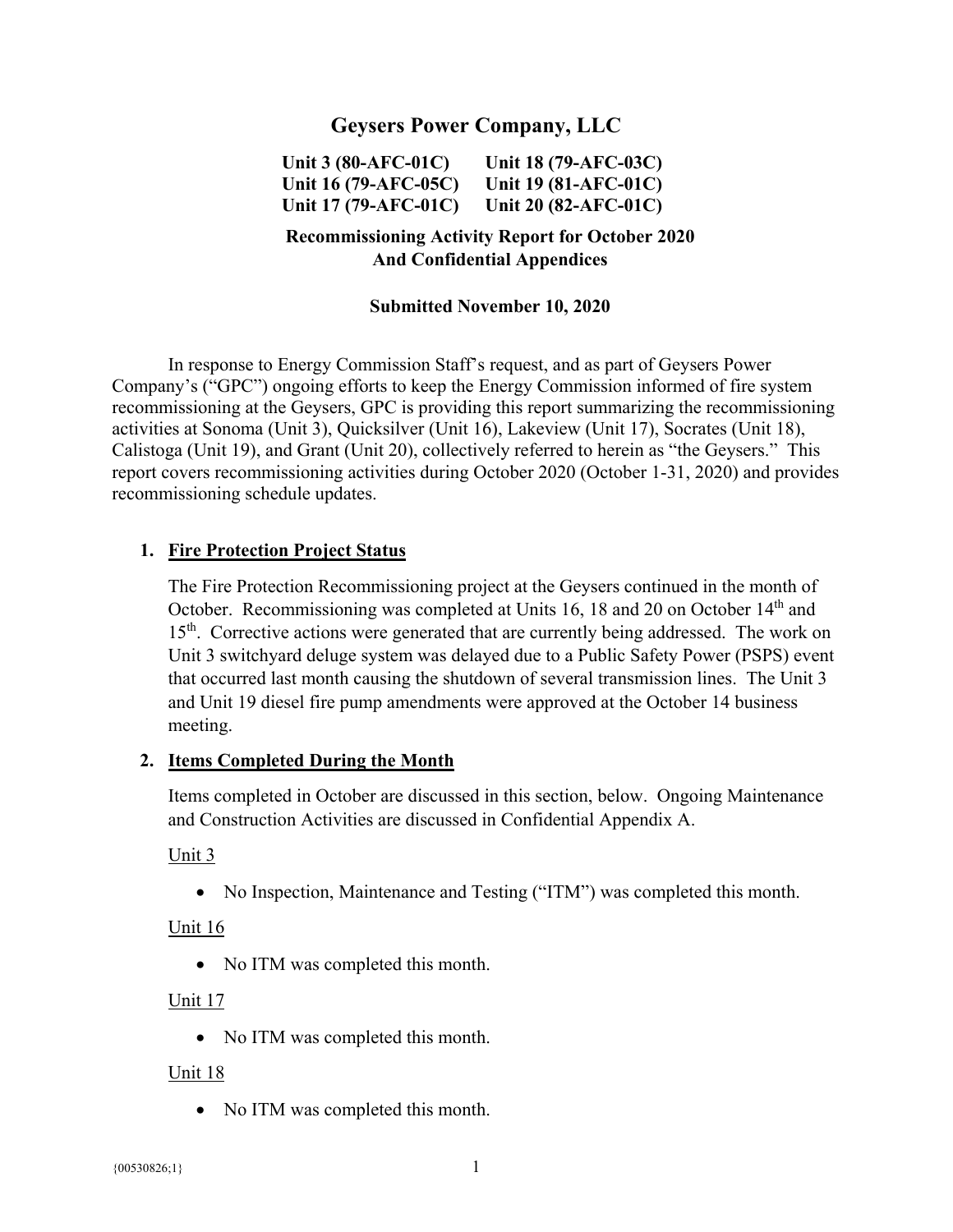# Geysers Power Company, LLC

**Unit 3 (80-AFC-01C)** **Unit 18 (79-AFC-03C)**
**Unit 16 (79-AFC-05C)** **Unit 19 (81-AFC-01C)**
**Unit 17 (79-AFC-01C)** **Unit 20 (82-AFC-01C)**

**Recommissioning Activity Report for October 2020**
**And Confidential Appendices**

**Submitted November 10, 2020**

In response to Energy Commission Staff's request, and as part of Geysers Power Company's ("GPC") ongoing efforts to keep the Energy Commission informed of fire system recommissioning at the Geysers, GPC is providing this report summarizing the recommissioning activities at Sonoma (Unit 3), Quicksilver (Unit 16), Lakeview (Unit 17), Socrates (Unit 18), Calistoga (Unit 19), and Grant (Unit 20), collectively referred to herein as "the Geysers." This report covers recommissioning activities during October 2020 (October 1-31, 2020) and provides recommissioning schedule updates.

## 1. Fire Protection Project Status

The Fire Protection Recommissioning project at the Geysers continued in the month of October. Recommissioning was completed at Units 16, 18 and 20 on October 14th and 15th. Corrective actions were generated that are currently being addressed. The work on Unit 3 switchyard deluge system was delayed due to a Public Safety Power (PSPS) event that occurred last month causing the shutdown of several transmission lines. The Unit 3 and Unit 19 diesel fire pump amendments were approved at the October 14 business meeting.

## 2. Items Completed During the Month

Items completed in October are discussed in this section, below. Ongoing Maintenance and Construction Activities are discussed in Confidential Appendix A.

Unit 3

- No Inspection, Maintenance and Testing ("ITM") was completed this month.

Unit 16

- No ITM was completed this month.

Unit 17

- No ITM was completed this month.

Unit 18

- No ITM was completed this month.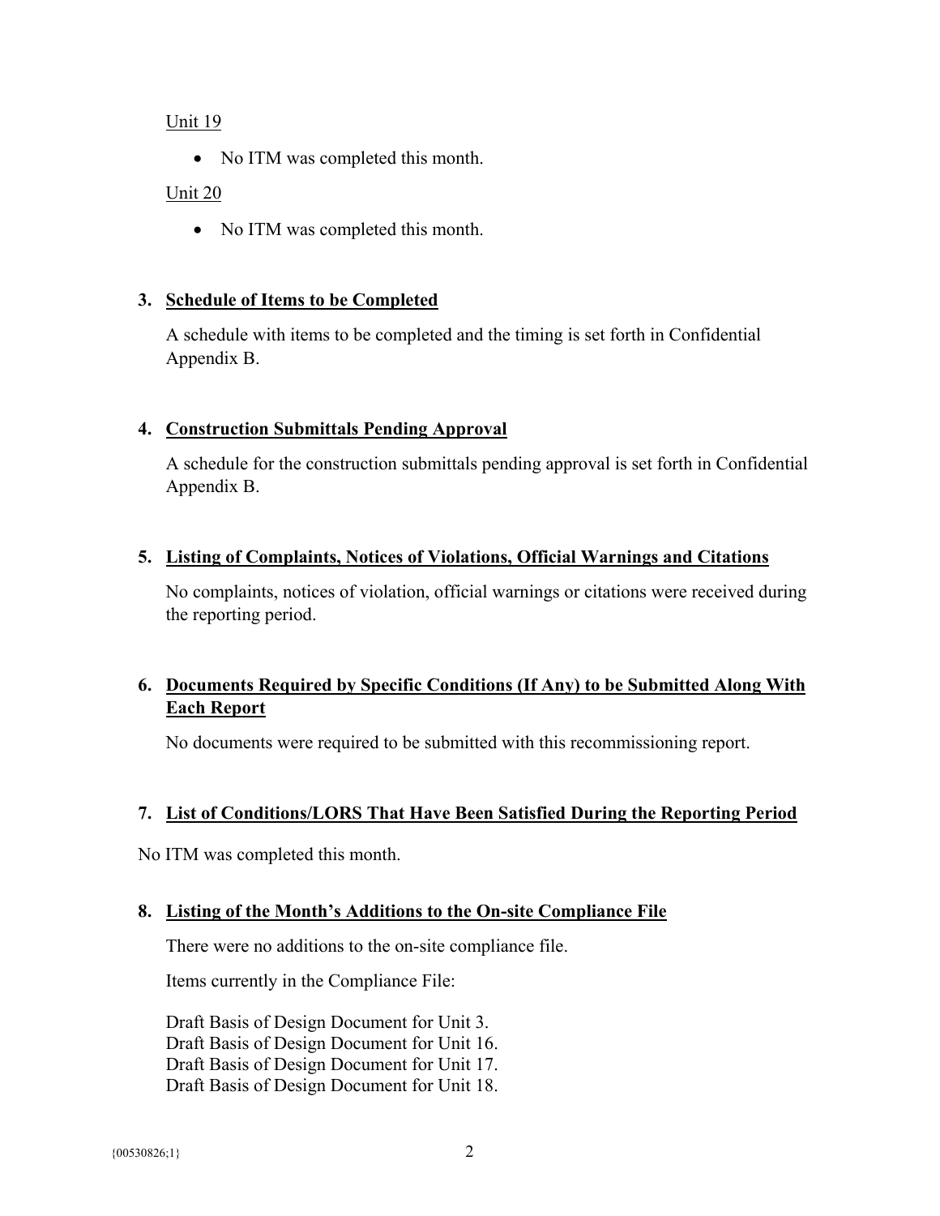Unit 19

- No ITM was completed this month.

Unit 20

- No ITM was completed this month.

**3. Schedule of Items to be Completed**

A schedule with items to be completed and the timing is set forth in Confidential Appendix B.

**4. Construction Submittals Pending Approval**

A schedule for the construction submittals pending approval is set forth in Confidential Appendix B.

**5. Listing of Complaints, Notices of Violations, Official Warnings and Citations**

No complaints, notices of violation, official warnings or citations were received during the reporting period.

**6. Documents Required by Specific Conditions (If Any) to be Submitted Along With Each Report**

No documents were required to be submitted with this recommissioning report.

**7. List of Conditions/LORS That Have Been Satisfied During the Reporting Period**

No ITM was completed this month.

**8. Listing of the Month's Additions to the On-site Compliance File**

There were no additions to the on-site compliance file.

Items currently in the Compliance File:

Draft Basis of Design Document for Unit 3.
Draft Basis of Design Document for Unit 16.
Draft Basis of Design Document for Unit 17.
Draft Basis of Design Document for Unit 18.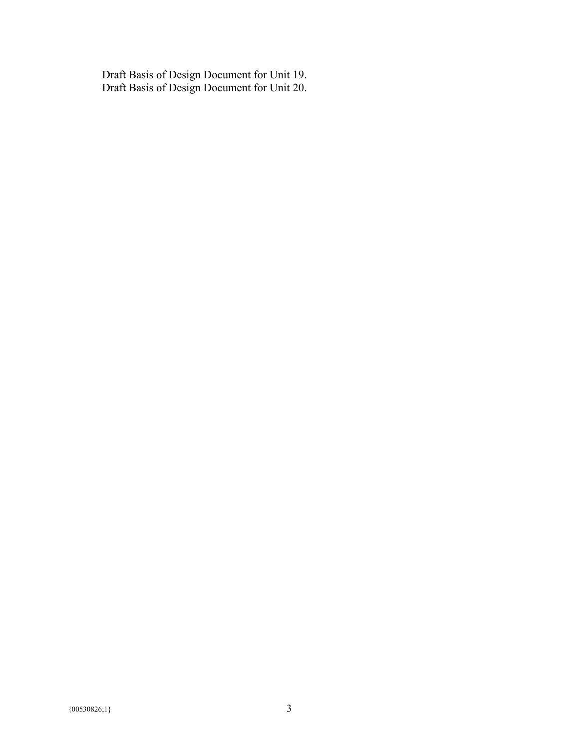Draft Basis of Design Document for Unit 19.
Draft Basis of Design Document for Unit 20.